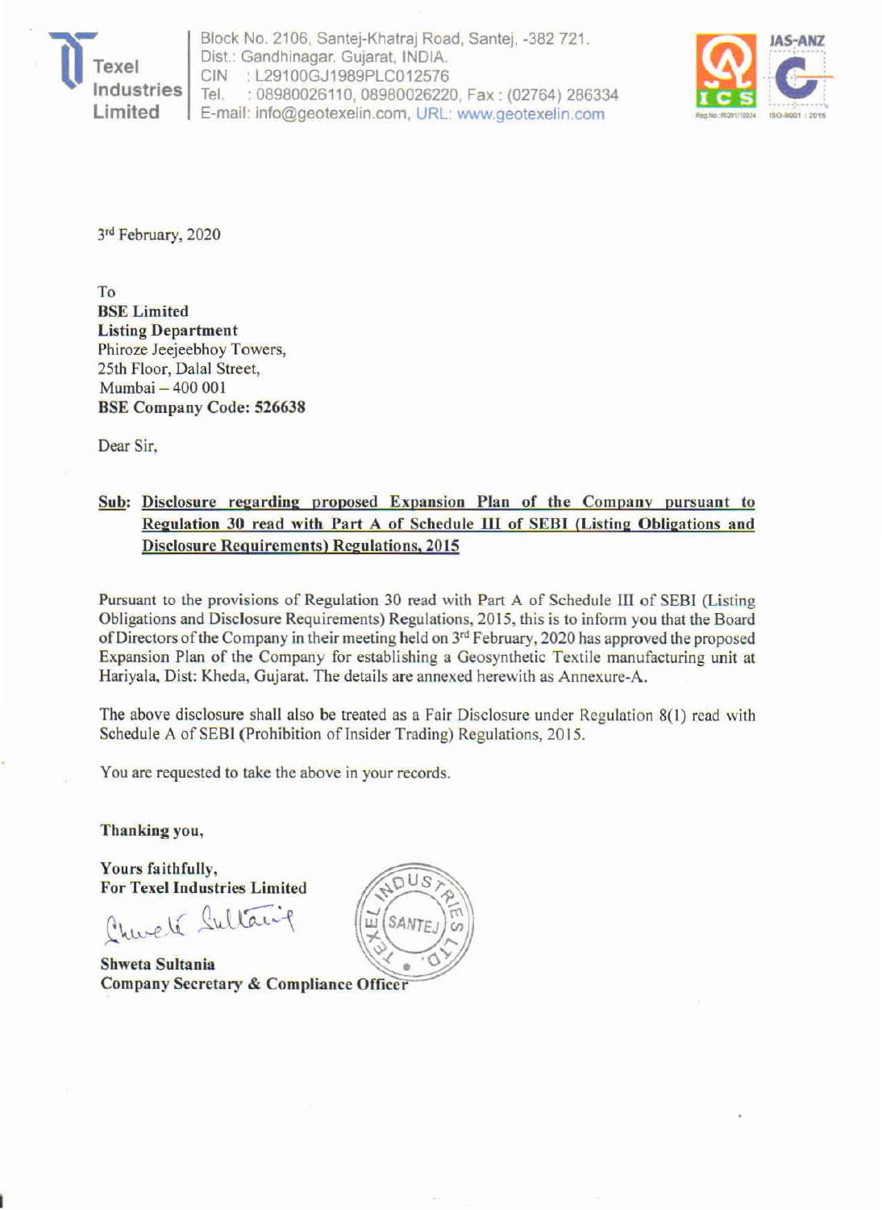Texel Industries Limited

Block No. 2106, Santej-Khatraj Road, Santej, -382 721.
Dist.: Gandhinagar. Gujarat, INDIA.
CIN : L29100GJ1989PLC012576
Tel. : 08980026110, 08980026220, Fax : (02764) 286334
E-mail: info@geotexelin.com, URL: www.geotexelin.com

3rd February, 2020

To
**BSE Limited**
**Listing Department**
Phiroze Jeejeebhoy Towers,
25th Floor, Dalal Street,
Mumbai – 400 001
**BSE Company Code: 526638**

Dear Sir,

**Sub: Disclosure regarding proposed Expansion Plan of the Company pursuant to Regulation 30 read with Part A of Schedule III of SEBI (Listing Obligations and Disclosure Requirements) Regulations, 2015**

Pursuant to the provisions of Regulation 30 read with Part A of Schedule III of SEBI (Listing Obligations and Disclosure Requirements) Regulations, 2015, this is to inform you that the Board of Directors of the Company in their meeting held on 3rd February, 2020 has approved the proposed Expansion Plan of the Company for establishing a Geosynthetic Textile manufacturing unit at Hariyala, Dist: Kheda, Gujarat. The details are annexed herewith as Annexure-A.

The above disclosure shall also be treated as a Fair Disclosure under Regulation 8(1) read with Schedule A of SEBI (Prohibition of Insider Trading) Regulations, 2015.

You are requested to take the above in your records.

**Thanking you,**

**Yours faithfully,**
**For Texel Industries Limited**

**Shweta Sultania**
**Company Secretary & Compliance Officer**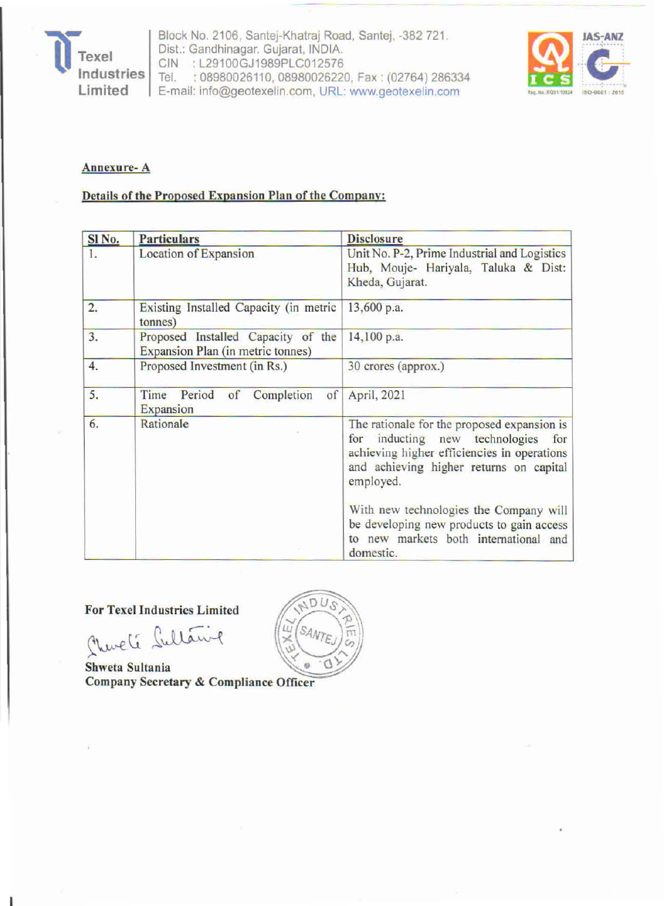Texel Industries Limited

Block No. 2106, Santej-Khatraj Road, Santej, -382 721.
Dist.: Gandhinagar. Gujarat, INDIA.
CIN : L29100GJ1989PLC012576
Tel. : 08980026110, 08980026220, Fax : (02764) 286334
E-mail: info@geotexelin.com, URL: www.geotexelin.com

**Annexure- A**

**Details of the Proposed Expansion Plan of the Company:**

| Sl No. | Particulars | Disclosure |
|---|---|---|
| 1. | Location of Expansion | Unit No. P-2, Prime Industrial and Logistics Hub, Mouje- Hariyala, Taluka & Dist: Kheda, Gujarat. |
| 2. | Existing Installed Capacity (in metric tonnes) | 13,600 p.a. |
| 3. | Proposed Installed Capacity of the Expansion Plan (in metric tonnes) | 14,100 p.a. |
| 4. | Proposed Investment (in Rs.) | 30 crores (approx.) |
| 5. | Time Period of Completion of Expansion | April, 2021 |
| 6. | Rationale | The rationale for the proposed expansion is for inducting new technologies for achieving higher efficiencies in operations and achieving higher returns on capital employed.<br><br>With new technologies the Company will be developing new products to gain access to new markets both international and domestic. |

**For Texel Industries Limited**

**Shweta Sultania**
**Company Secretary & Compliance Officer**